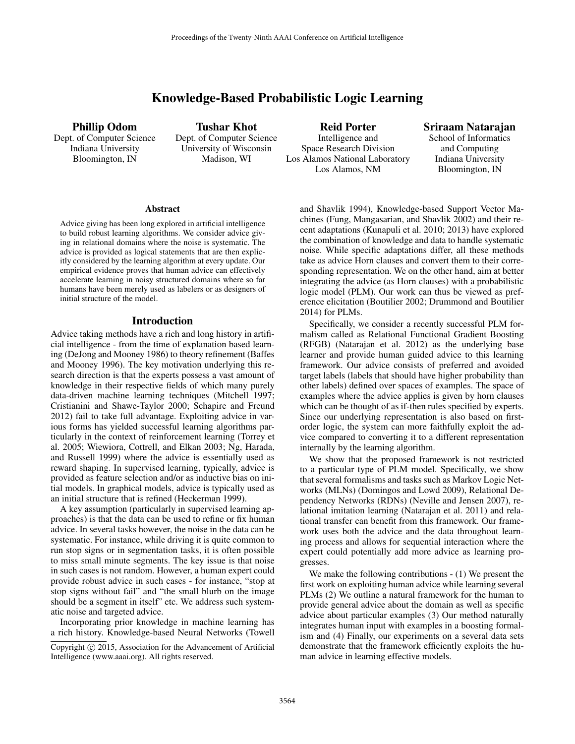# Knowledge-Based Probabilistic Logic Learning

**Phillip Odom**
Dept. of Computer Science
Indiana University
Bloomington, IN

**Tushar Khot**
Dept. of Computer Science
University of Wisconsin
Madison, WI

**Reid Porter**
Intelligence and
Space Research Division
Los Alamos National Laboratory
Los Alamos, NM

**Sriraam Natarajan**
School of Informatics
and Computing
Indiana University
Bloomington, IN

## Abstract

Advice giving has been long explored in artificial intelligence to build robust learning algorithms. We consider advice giving in relational domains where the noise is systematic. The advice is provided as logical statements that are then explicitly considered by the learning algorithm at every update. Our empirical evidence proves that human advice can effectively accelerate learning in noisy structured domains where so far humans have been merely used as labelers or as designers of initial structure of the model.

## Introduction

Advice taking methods have a rich and long history in artificial intelligence - from the time of explanation based learning (DeJong and Mooney 1986) to theory refinement (Baffes and Mooney 1996). The key motivation underlying this research direction is that the experts possess a vast amount of knowledge in their respective fields of which many purely data-driven machine learning techniques (Mitchell 1997; Cristianini and Shawe-Taylor 2000; Schapire and Freund 2012) fail to take full advantage. Exploiting advice in various forms has yielded successful learning algorithms particularly in the context of reinforcement learning (Torrey et al. 2005; Wiewiora, Cottrell, and Elkan 2003; Ng, Harada, and Russell 1999) where the advice is essentially used as reward shaping. In supervised learning, typically, advice is provided as feature selection and/or as inductive bias on initial models. In graphical models, advice is typically used as an initial structure that is refined (Heckerman 1999).

A key assumption (particularly in supervised learning approaches) is that the data can be used to refine or fix human advice. In several tasks however, the noise in the data can be systematic. For instance, while driving it is quite common to run stop signs or in segmentation tasks, it is often possible to miss small minute segments. The key issue is that noise in such cases is not random. However, a human expert could provide robust advice in such cases - for instance, "stop at stop signs without fail" and "the small blurb on the image should be a segment in itself" etc. We address such systematic noise and targeted advice.

Incorporating prior knowledge in machine learning has a rich history. Knowledge-based Neural Networks (Towell and Shavlik 1994), Knowledge-based Support Vector Machines (Fung, Mangasarian, and Shavlik 2002) and their recent adaptations (Kunapuli et al. 2010; 2013) have explored the combination of knowledge and data to handle systematic noise. While specific adaptations differ, all these methods take as advice Horn clauses and convert them to their corresponding representation. We on the other hand, aim at better integrating the advice (as Horn clauses) with a probabilistic logic model (PLM). Our work can thus be viewed as preference elicitation (Boutilier 2002; Drummond and Boutilier 2014) for PLMs.

Specifically, we consider a recently successful PLM formalism called as Relational Functional Gradient Boosting (RFGB) (Natarajan et al. 2012) as the underlying base learner and provide human guided advice to this learning framework. Our advice consists of preferred and avoided target labels (labels that should have higher probability than other labels) defined over spaces of examples. The space of examples where the advice applies is given by horn clauses which can be thought of as if-then rules specified by experts. Since our underlying representation is also based on first-order logic, the system can more faithfully exploit the advice compared to converting it to a different representation internally by the learning algorithm.

We show that the proposed framework is not restricted to a particular type of PLM model. Specifically, we show that several formalisms and tasks such as Markov Logic Networks (MLNs) (Domingos and Lowd 2009), Relational Dependency Networks (RDNs) (Neville and Jensen 2007), relational imitation learning (Natarajan et al. 2011) and relational transfer can benefit from this framework. Our framework uses both the advice and the data throughout learning process and allows for sequential interaction where the expert could potentially add more advice as learning progresses.

We make the following contributions - (1) We present the first work on exploiting human advice while learning several PLMs (2) We outline a natural framework for the human to provide general advice about the domain as well as specific advice about particular examples (3) Our method naturally integrates human input with examples in a boosting formalism and (4) Finally, our experiments on a several data sets demonstrate that the framework efficiently exploits the human advice in learning effective models.

Copyright © 2015, Association for the Advancement of Artificial Intelligence (www.aaai.org). All rights reserved.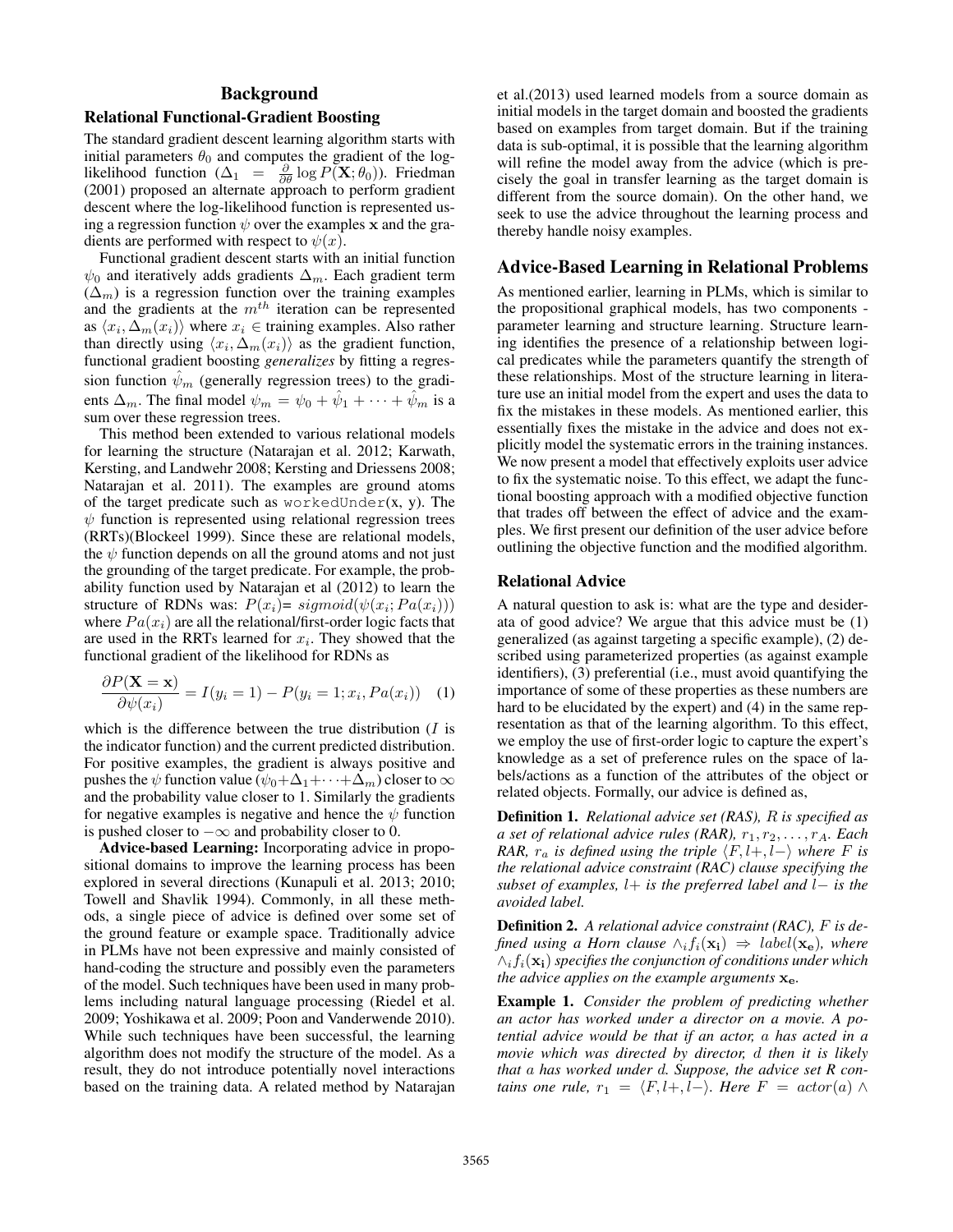## Background

### Relational Functional-Gradient Boosting

The standard gradient descent learning algorithm starts with initial parameters $\theta_0$ and computes the gradient of the log-likelihood function ($\Delta_1 = \frac{\partial}{\partial\theta} \log P(\mathbf{X}; \theta_0)$). Friedman (2001) proposed an alternate approach to perform gradient descent where the log-likelihood function is represented using a regression function $\psi$ over the examples $\mathbf{x}$ and the gradients are performed with respect to $\psi(x)$.

Functional gradient descent starts with an initial function $\psi_0$ and iteratively adds gradients $\Delta_m$. Each gradient term ($\Delta_m$) is a regression function over the training examples and the gradients at the $m^{th}$ iteration can be represented as $\langle x_i, \Delta_m(x_i)\rangle$ where $x_i \in$ training examples. Also rather than directly using $\langle x_i, \Delta_m(x_i)\rangle$ as the gradient function, functional gradient boosting *generalizes* by fitting a regression function $\hat{\psi}_m$ (generally regression trees) to the gradients $\Delta_m$. The final model $\psi_m = \psi_0 + \hat{\psi}_1 + \cdots + \hat{\psi}_m$ is a sum over these regression trees.

This method been extended to various relational models for learning the structure (Natarajan et al. 2012; Karwath, Kersting, and Landwehr 2008; Kersting and Driessens 2008; Natarajan et al. 2011). The examples are ground atoms of the target predicate such as `workedUnder(x, y)`. The $\psi$ function is represented using relational regression trees (RRTs)(Blockeel 1999). Since these are relational models, the $\psi$ function depends on all the ground atoms and not just the grounding of the target predicate. For example, the probability function used by Natarajan et al (2012) to learn the structure of RDNs was: $P(x_i) = sigmoid(\psi(x_i; Pa(x_i)))$ where $Pa(x_i)$ are all the relational/first-order logic facts that are used in the RRTs learned for $x_i$. They showed that the functional gradient of the likelihood for RDNs as

$$\frac{\partial P(\mathbf{X} = \mathbf{x})}{\partial \psi(x_i)} = I(y_i = 1) - P(y_i = 1; x_i, Pa(x_i)) \quad (1)$$

which is the difference between the true distribution ($I$ is the indicator function) and the current predicted distribution. For positive examples, the gradient is always positive and pushes the $\psi$ function value ($\psi_0 + \Delta_1 + \cdots + \Delta_m$) closer to $\infty$ and the probability value closer to 1. Similarly the gradients for negative examples is negative and hence the $\psi$ function is pushed closer to $-\infty$ and probability closer to 0.

**Advice-based Learning:** Incorporating advice in propositional domains to improve the learning process has been explored in several directions (Kunapuli et al. 2013; 2010; Towell and Shavlik 1994). Commonly, in all these methods, a single piece of advice is defined over some set of the ground feature or example space. Traditionally advice in PLMs have not been expressive and mainly consisted of hand-coding the structure and possibly even the parameters of the model. Such techniques have been used in many problems including natural language processing (Riedel et al. 2009; Yoshikawa et al. 2009; Poon and Vanderwende 2010). While such techniques have been successful, the learning algorithm does not modify the structure of the model. As a result, they do not introduce potentially novel interactions based on the training data. A related method by Natarajan et al.(2013) used learned models from a source domain as initial models in the target domain and boosted the gradients based on examples from target domain. But if the training data is sub-optimal, it is possible that the learning algorithm will refine the model away from the advice (which is precisely the goal in transfer learning as the target domain is different from the source domain). On the other hand, we seek to use the advice throughout the learning process and thereby handle noisy examples.

## Advice-Based Learning in Relational Problems

As mentioned earlier, learning in PLMs, which is similar to the propositional graphical models, has two components - parameter learning and structure learning. Structure learning identifies the presence of a relationship between logical predicates while the parameters quantify the strength of these relationships. Most of the structure learning in literature use an initial model from the expert and uses the data to fix the mistakes in these models. As mentioned earlier, this essentially fixes the mistake in the advice and does not explicitly model the systematic errors in the training instances. We now present a model that effectively exploits user advice to fix the systematic noise. To this effect, we adapt the functional boosting approach with a modified objective function that trades off between the effect of advice and the examples. We first present our definition of the user advice before outlining the objective function and the modified algorithm.

### Relational Advice

A natural question to ask is: what are the type and desiderata of good advice? We argue that this advice must be (1) generalized (as against targeting a specific example), (2) described using parameterized properties (as against example identifiers), (3) preferential (i.e., must avoid quantifying the importance of some of these properties as these numbers are hard to be elucidated by the expert) and (4) in the same representation as that of the learning algorithm. To this effect, we employ the use of first-order logic to capture the expert's knowledge as a set of preference rules on the space of labels/actions as a function of the attributes of the object or related objects. Formally, our advice is defined as,

**Definition 1.** *Relational advice set (RAS), $R$ is specified as a set of relational advice rules (RAR), $r_1, r_2, \ldots, r_A$. Each RAR, $r_a$ is defined using the triple $\langle F, l+, l-\rangle$ where $F$ is the relational advice constraint (RAC) clause specifying the subset of examples, $l+$ is the preferred label and $l-$ is the avoided label.*

**Definition 2.** *A relational advice constraint (RAC), $F$ is defined using a Horn clause $\wedge_i f_i(\mathbf{x_i}) \Rightarrow label(\mathbf{x_e})$, where $\wedge_i f_i(\mathbf{x_i})$ specifies the conjunction of conditions under which the advice applies on the example arguments $\mathbf{x_e}$.*

**Example 1.** *Consider the problem of predicting whether an actor has worked under a director on a movie. A potential advice would be that if an actor, $a$ has acted in a movie which was directed by director, $d$ then it is likely that $a$ has worked under $d$. Suppose, the advice set **R** contains one rule, $r_1 = \langle F, l+, l-\rangle$. Here $F = actor(a) \wedge$*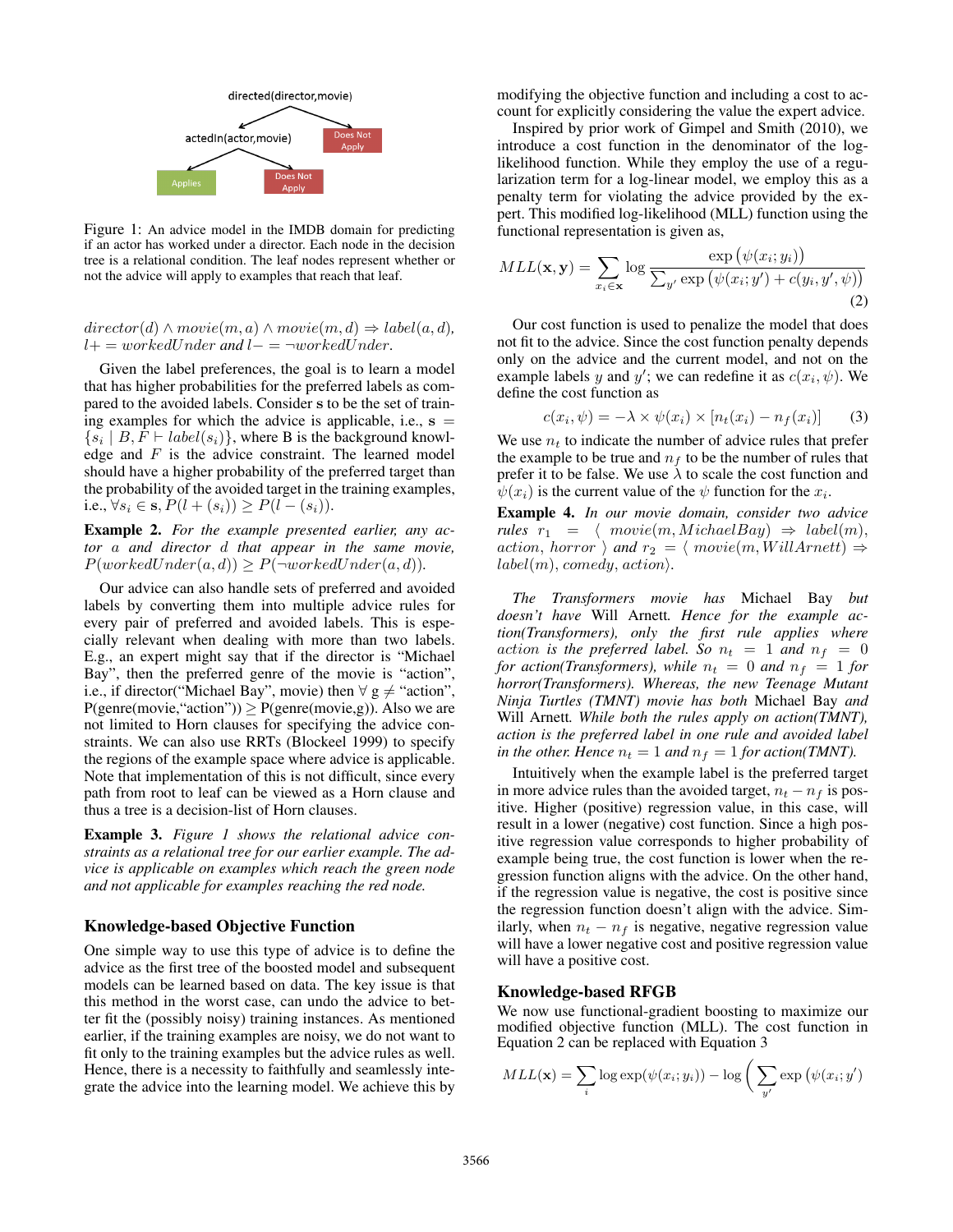directed(director,movie)

actedIn(actor,movie)

Does Not Apply

Applies

Does Not Apply

Figure 1: An advice model in the IMDB domain for predicting if an actor has worked under a director. Each node in the decision tree is a relational condition. The leaf nodes represent whether or not the advice will apply to examples that reach that leaf.

$director(d) \wedge movie(m, a) \wedge movie(m, d) \Rightarrow label(a, d)$, $l+ = workedUnder$ and $l- = \neg workedUnder$.

Given the label preferences, the goal is to learn a model that has higher probabilities for the preferred labels as compared to the avoided labels. Consider $\mathbf{s}$ to be the set of training examples for which the advice is applicable, i.e., $\mathbf{s} = \{s_i \mid B, F \vdash label(s_i)\}$, where B is the background knowledge and $F$ is the advice constraint. The learned model should have a higher probability of the preferred target than the probability of the avoided target in the training examples, i.e., $\forall s_i \in \mathbf{s}, P(l+(s_i)) \geq P(l-(s_i))$.

**Example 2.** *For the example presented earlier, any actor a and director d that appear in the same movie,* $P(workedUnder(a, d)) \geq P(\neg workedUnder(a, d))$.

Our advice can also handle sets of preferred and avoided labels by converting them into multiple advice rules for every pair of preferred and avoided labels. This is especially relevant when dealing with more than two labels. E.g., an expert might say that if the director is "Michael Bay", then the preferred genre of the movie is "action", i.e., if director("Michael Bay", movie) then $\forall$ g $\neq$ "action", P(genre(movie,"action")) $\geq$ P(genre(movie,g)). Also we are not limited to Horn clauses for specifying the advice constraints. We can also use RRTs (Blockeel 1999) to specify the regions of the example space where advice is applicable. Note that implementation of this is not difficult, since every path from root to leaf can be viewed as a Horn clause and thus a tree is a decision-list of Horn clauses.

**Example 3.** *Figure 1 shows the relational advice constraints as a relational tree for our earlier example. The advice is applicable on examples which reach the green node and not applicable for examples reaching the red node.*

## Knowledge-based Objective Function

One simple way to use this type of advice is to define the advice as the first tree of the boosted model and subsequent models can be learned based on data. The key issue is that this method in the worst case, can undo the advice to better fit the (possibly noisy) training instances. As mentioned earlier, if the training examples are noisy, we do not want to fit only to the training examples but the advice rules as well. Hence, there is a necessity to faithfully and seamlessly integrate the advice into the learning model. We achieve this by modifying the objective function and including a cost to account for explicitly considering the value the expert advice.

Inspired by prior work of Gimpel and Smith (2010), we introduce a cost function in the denominator of the log-likelihood function. While they employ the use of a regularization term for a log-linear model, we employ this as a penalty term for violating the advice provided by the expert. This modified log-likelihood (MLL) function using the functional representation is given as,

$$MLL(\mathbf{x}, \mathbf{y}) = \sum_{x_i \in \mathbf{x}} \log \frac{\exp\left(\psi(x_i; y_i)\right)}{\sum_{y'} \exp\left(\psi(x_i; y') + c(y_i, y', \psi)\right)} \tag{2}$$

Our cost function is used to penalize the model that does not fit to the advice. Since the cost function penalty depends only on the advice and the current model, and not on the example labels $y$ and $y'$; we can redefine it as $c(x_i, \psi)$. We define the cost function as

$$c(x_i, \psi) = -\lambda \times \psi(x_i) \times [n_t(x_i) - n_f(x_i)] \tag{3}$$

We use $n_t$ to indicate the number of advice rules that prefer the example to be true and $n_f$ to be the number of rules that prefer it to be false. We use $\lambda$ to scale the cost function and $\psi(x_i)$ is the current value of the $\psi$ function for the $x_i$.

**Example 4.** *In our movie domain, consider two advice rules* $r_1 = \langle\ movie(m, MichaelBay) \Rightarrow label(m), action, horror\ \rangle$ *and* $r_2 = \langle\ movie(m, WillArnett) \Rightarrow label(m), comedy, action\rangle$.

*The Transformers movie has* Michael Bay *but doesn't have* Will Arnett*. Hence for the example action(Transformers), only the first rule applies where action is the preferred label. So* $n_t = 1$ *and* $n_f = 0$ *for action(Transformers), while* $n_t = 0$ *and* $n_f = 1$ *for horror(Transformers). Whereas, the new Teenage Mutant Ninja Turtles (TMNT) movie has both* Michael Bay *and* Will Arnett*. While both the rules apply on action(TMNT), action is the preferred label in one rule and avoided label in the other. Hence* $n_t = 1$ *and* $n_f = 1$ *for action(TMNT).*

Intuitively when the example label is the preferred target in more advice rules than the avoided target, $n_t - n_f$ is positive. Higher (positive) regression value, in this case, will result in a lower (negative) cost function. Since a high positive regression value corresponds to higher probability of example being true, the cost function is lower when the regression function aligns with the advice. On the other hand, if the regression value is negative, the cost is positive since the regression function doesn't align with the advice. Similarly, when $n_t - n_f$ is negative, negative regression value will have a lower negative cost and positive regression value will have a positive cost.

## Knowledge-based RFGB

We now use functional-gradient boosting to maximize our modified objective function (MLL). The cost function in Equation 2 can be replaced with Equation 3

$$MLL(\mathbf{x}) = \sum_i \log \exp(\psi(x_i; y_i)) - \log\left(\sum_{y'} \exp\left(\psi(x_i; y'\right)\right.$$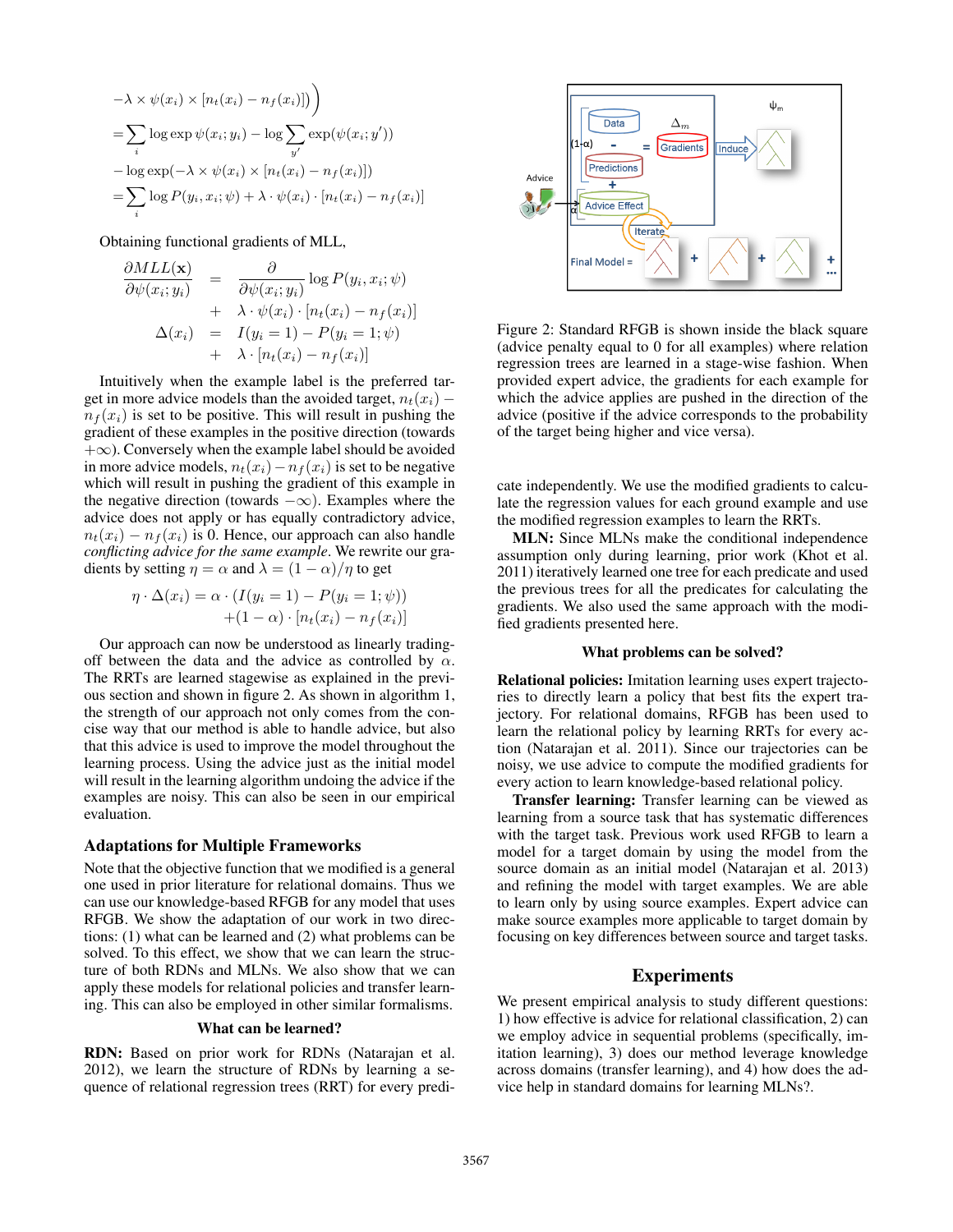$$
\begin{aligned}
&-\lambda \times \psi(x_i) \times [n_t(x_i) - n_f(x_i)]\Big)\Big) \\
&= \sum_i \log \exp \psi(x_i; y_i) - \log \sum_{y'} \exp(\psi(x_i; y')) \\
&- \log \exp(-\lambda \times \psi(x_i) \times [n_t(x_i) - n_f(x_i)]) \\
&= \sum_i \log P(y_i, x_i; \psi) + \lambda \cdot \psi(x_i) \cdot [n_t(x_i) - n_f(x_i)]
\end{aligned}
$$

Obtaining functional gradients of MLL,

$$
\begin{aligned}
\frac{\partial MLL(\mathbf{x})}{\partial \psi(x_i; y_i)} &= \frac{\partial}{\partial \psi(x_i; y_i)} \log P(y_i, x_i; \psi) \\
&+ \lambda \cdot \psi(x_i) \cdot [n_t(x_i) - n_f(x_i)] \\
\Delta(x_i) &= I(y_i = 1) - P(y_i = 1; \psi) \\
&+ \lambda \cdot [n_t(x_i) - n_f(x_i)]
\end{aligned}
$$

Intuitively when the example label is the preferred target in more advice models than the avoided target, $n_t(x_i) - n_f(x_i)$ is set to be positive. This will result in pushing the gradient of these examples in the positive direction (towards $+\infty$). Conversely when the example label should be avoided in more advice models, $n_t(x_i) - n_f(x_i)$ is set to be negative which will result in pushing the gradient of this example in the negative direction (towards $-\infty$). Examples where the advice does not apply or has equally contradictory advice, $n_t(x_i) - n_f(x_i)$ is 0. Hence, our approach can also handle *conflicting advice for the same example*. We rewrite our gradients by setting $\eta = \alpha$ and $\lambda = (1 - \alpha)/\eta$ to get

$$
\begin{aligned}
\eta \cdot \Delta(x_i) = \alpha \cdot (I(y_i = 1) - P(y_i = 1; \psi)) \\
+ (1 - \alpha) \cdot [n_t(x_i) - n_f(x_i)]
\end{aligned}
$$

Our approach can now be understood as linearly trading-off between the data and the advice as controlled by $\alpha$. The RRTs are learned stagewise as explained in the previous section and shown in figure 2. As shown in algorithm 1, the strength of our approach not only comes from the concise way that our method is able to handle advice, but also that this advice is used to improve the model throughout the learning process. Using the advice just as the initial model will result in the learning algorithm undoing the advice if the examples are noisy. This can also be seen in our empirical evaluation.

## Adaptations for Multiple Frameworks

Note that the objective function that we modified is a general one used in prior literature for relational domains. Thus we can use our knowledge-based RFGB for any model that uses RFGB. We show the adaptation of our work in two directions: (1) what can be learned and (2) what problems can be solved. To this effect, we show that we can learn the structure of both RDNs and MLNs. We also show that we can apply these models for relational policies and transfer learning. This can also be employed in other similar formalisms.

### What can be learned?

**RDN:** Based on prior work for RDNs (Natarajan et al. 2012), we learn the structure of RDNs by learning a sequence of relational regression trees (RRT) for every predicate independently. We use the modified gradients to calculate the regression values for each ground example and use the modified regression examples to learn the RRTs.

**MLN:** Since MLNs make the conditional independence assumption only during learning, prior work (Khot et al. 2011) iteratively learned one tree for each predicate and used the previous trees for all the predicates for calculating the gradients. We also used the same approach with the modified gradients presented here.

Advice

(1-α)

α

Data

-

Predictions

+

Advice Effect

=

$\Delta_m$

Gradients

Induce

$\psi_m$

Iterate

Final Model =

+

+

+

...

Figure 2: Standard RFGB is shown inside the black square (advice penalty equal to 0 for all examples) where relation regression trees are learned in a stage-wise fashion. When provided expert advice, the gradients for each example for which the advice applies are pushed in the direction of the advice (positive if the advice corresponds to the probability of the target being higher and vice versa).

### What problems can be solved?

**Relational policies:** Imitation learning uses expert trajectories to directly learn a policy that best fits the expert trajectory. For relational domains, RFGB has been used to learn the relational policy by learning RRTs for every action (Natarajan et al. 2011). Since our trajectories can be noisy, we use advice to compute the modified gradients for every action to learn knowledge-based relational policy.

**Transfer learning:** Transfer learning can be viewed as learning from a source task that has systematic differences with the target task. Previous work used RFGB to learn a model for a target domain by using the model from the source domain as an initial model (Natarajan et al. 2013) and refining the model with target examples. We are able to learn only by using source examples. Expert advice can make source examples more applicable to target domain by focusing on key differences between source and target tasks.

## Experiments

We present empirical analysis to study different questions: 1) how effective is advice for relational classification, 2) can we employ advice in sequential problems (specifically, imitation learning), 3) does our method leverage knowledge across domains (transfer learning), and 4) how does the advice help in standard domains for learning MLNs?.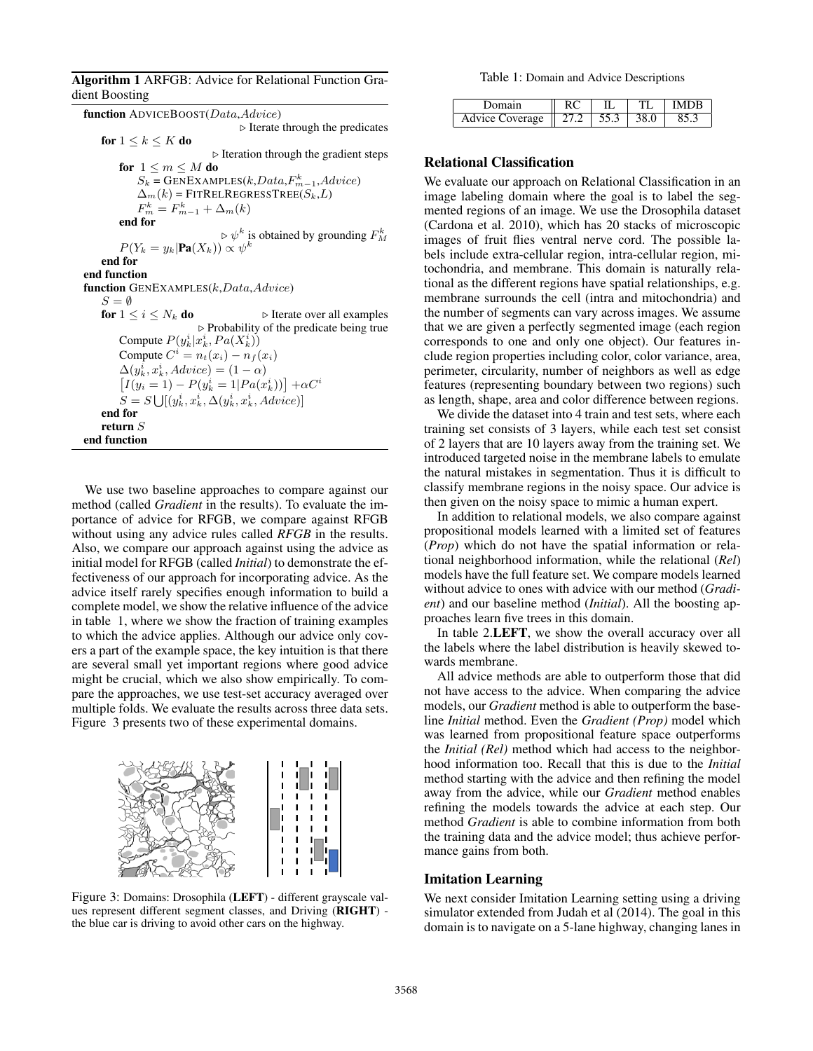**Algorithm 1** ARFGB: Advice for Relational Function Gradient Boosting

```
function AdviceBoost(Data, Advice)
                                         ▷ Iterate through the predicates
    for 1 ≤ k ≤ K do
                                ▷ Iteration through the gradient steps
        for 1 ≤ m ≤ M do
            S_k = GenExamples(k, Data, F^k_{m-1}, Advice)
            Δ_m(k) = FitRelRegressTree(S_k, L)
            F^k_m = F^k_{m-1} + Δ_m(k)
        end for
                            ▷ ψ^k is obtained by grounding F^k_M
        P(Y_k = y_k | Pa(X_k)) ∝ ψ^k
    end for
end function
function GenExamples(k, Data, Advice)
    S = ∅
    for 1 ≤ i ≤ N_k do                  ▷ Iterate over all examples
                            ▷ Probability of the predicate being true
        Compute P(y^i_k | x^i_k, Pa(X^i_k))
        Compute C^i = n_t(x_i) − n_f(x_i)
        Δ(y^i_k, x^i_k, Advice) = (1 − α)
        [I(y_i = 1) − P(y^i_k = 1 | Pa(x^i_k))] + αC^i
        S = S ⋃ [(y^i_k, x^i_k, Δ(y^i_k, x^i_k, Advice)]
    end for
    return S
end function
```

We use two baseline approaches to compare against our method (called *Gradient* in the results). To evaluate the importance of advice for RFGB, we compare against RFGB without using any advice rules called *RFGB* in the results. Also, we compare our approach against using the advice as initial model for RFGB (called *Initial*) to demonstrate the effectiveness of our approach for incorporating advice. As the advice itself rarely specifies enough information to build a complete model, we show the relative influence of the advice in table 1, where we show the fraction of training examples to which the advice applies. Although our advice only covers a part of the example space, the key intuition is that there are several small yet important regions where good advice might be crucial, which we also show empirically. To compare the approaches, we use test-set accuracy averaged over multiple folds. We evaluate the results across three data sets. Figure 3 presents two of these experimental domains.

Figure 3: Domains: Drosophila (**LEFT**) - different grayscale values represent different segment classes, and Driving (**RIGHT**) - the blue car is driving to avoid other cars on the highway.

Table 1: Domain and Advice Descriptions

| Domain | RC | IL | TL | IMDB |
|---|---|---|---|---|
| Advice Coverage | 27.2 | 55.3 | 38.0 | 85.3 |

## Relational Classification

We evaluate our approach on Relational Classification in an image labeling domain where the goal is to label the segmented regions of an image. We use the Drosophila dataset (Cardona et al. 2010), which has 20 stacks of microscopic images of fruit flies ventral nerve cord. The possible labels include extra-cellular region, intra-cellular region, mitochondria, and membrane. This domain is naturally relational as the different regions have spatial relationships, e.g. membrane surrounds the cell (intra and mitochondria) and the number of segments can vary across images. We assume that we are given a perfectly segmented image (each region corresponds to one and only one object). Our features include region properties including color, color variance, area, perimeter, circularity, number of neighbors as well as edge features (representing boundary between two regions) such as length, shape, area and color difference between regions.

We divide the dataset into 4 train and test sets, where each training set consists of 3 layers, while each test set consist of 2 layers that are 10 layers away from the training set. We introduced targeted noise in the membrane labels to emulate the natural mistakes in segmentation. Thus it is difficult to classify membrane regions in the noisy space. Our advice is then given on the noisy space to mimic a human expert.

In addition to relational models, we also compare against propositional models learned with a limited set of features (*Prop*) which do not have the spatial information or relational neighborhood information, while the relational (*Rel*) models have the full feature set. We compare models learned without advice to ones with advice with our method (*Gradient*) and our baseline method (*Initial*). All the boosting approaches learn five trees in this domain.

In table 2.**LEFT**, we show the overall accuracy over all the labels where the label distribution is heavily skewed towards membrane.

All advice methods are able to outperform those that did not have access to the advice. When comparing the advice models, our *Gradient* method is able to outperform the baseline *Initial* method. Even the *Gradient (Prop)* model which was learned from propositional feature space outperforms the *Initial (Rel)* method which had access to the neighborhood information too. Recall that this is due to the *Initial* method starting with the advice and then refining the model away from the advice, while our *Gradient* method enables refining the models towards the advice at each step. Our method *Gradient* is able to combine information from both the training data and the advice model; thus achieve performance gains from both.

## Imitation Learning

We next consider Imitation Learning setting using a driving simulator extended from Judah et al (2014). The goal in this domain is to navigate on a 5-lane highway, changing lanes in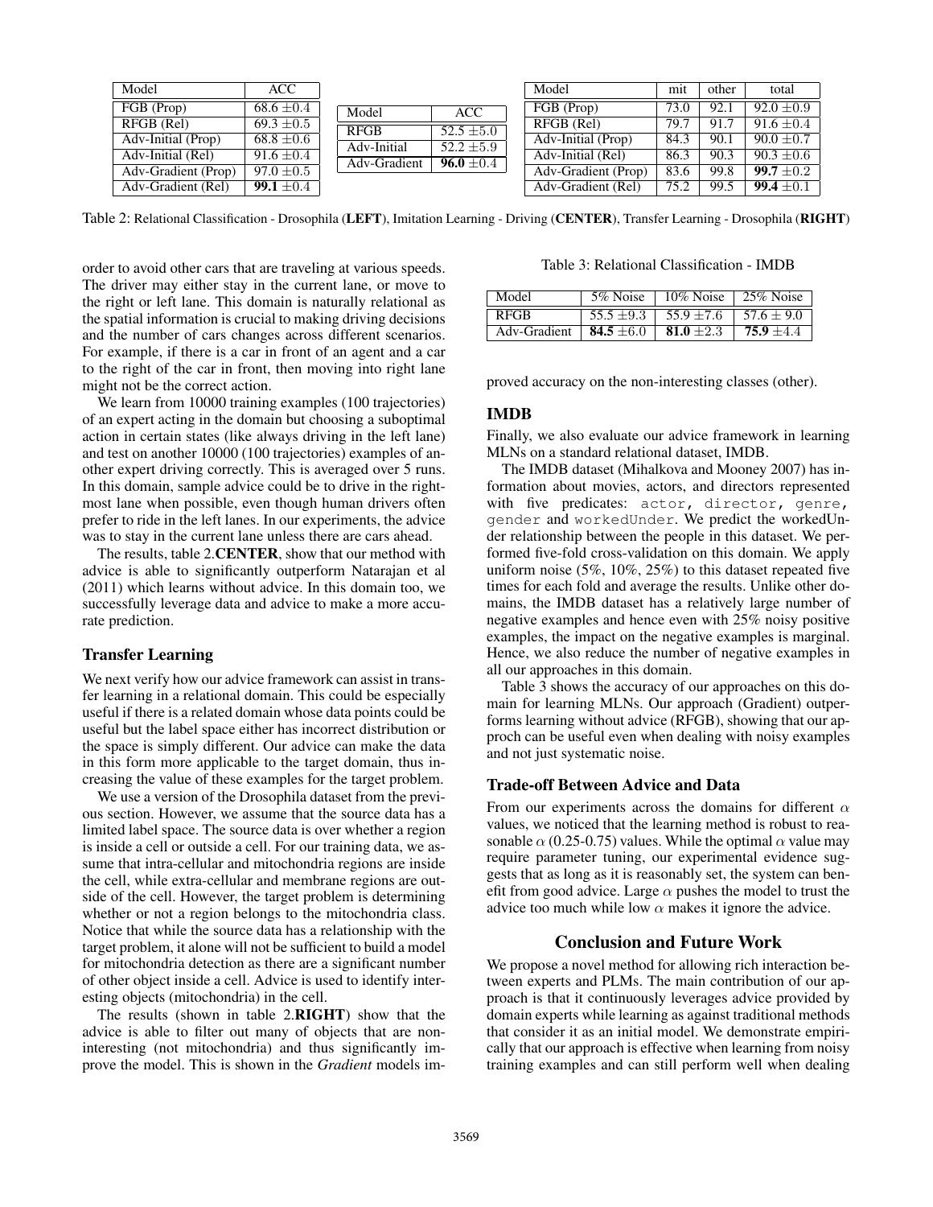| Model | ACC |
|---|---|
| FGB (Prop) | 68.6 $\pm$0.4 |
| RFGB (Rel) | 69.3 $\pm$0.5 |
| Adv-Initial (Prop) | 68.8 $\pm$0.6 |
| Adv-Initial (Rel) | 91.6 $\pm$0.4 |
| Adv-Gradient (Prop) | 97.0 $\pm$0.5 |
| Adv-Gradient (Rel) | **99.1** $\pm$0.4 |

| Model | ACC |
|---|---|
| RFGB | 52.5 $\pm$5.0 |
| Adv-Initial | 52.2 $\pm$5.9 |
| Adv-Gradient | **96.0** $\pm$0.4 |

| Model | mit | other | total |
|---|---|---|---|
| FGB (Prop) | 73.0 | 92.1 | 92.0 $\pm$0.9 |
| RFGB (Rel) | 79.7 | 91.7 | 91.6 $\pm$0.4 |
| Adv-Initial (Prop) | 84.3 | 90.1 | 90.0 $\pm$0.7 |
| Adv-Initial (Rel) | 86.3 | 90.3 | 90.3 $\pm$0.6 |
| Adv-Gradient (Prop) | 83.6 | 99.8 | **99.7** $\pm$0.2 |
| Adv-Gradient (Rel) | 75.2 | 99.5 | **99.4** $\pm$0.1 |

Table 2: Relational Classification - Drosophila (**LEFT**), Imitation Learning - Driving (**CENTER**), Transfer Learning - Drosophila (**RIGHT**)

order to avoid other cars that are traveling at various speeds. The driver may either stay in the current lane, or move to the right or left lane. This domain is naturally relational as the spatial information is crucial to making driving decisions and the number of cars changes across different scenarios. For example, if there is a car in front of an agent and a car to the right of the car in front, then moving into right lane might not be the correct action.

We learn from 10000 training examples (100 trajectories) of an expert acting in the domain but choosing a suboptimal action in certain states (like always driving in the left lane) and test on another 10000 (100 trajectories) examples of another expert driving correctly. This is averaged over 5 runs. In this domain, sample advice could be to drive in the rightmost lane when possible, even though human drivers often prefer to ride in the left lanes. In our experiments, the advice was to stay in the current lane unless there are cars ahead.

The results, table 2.**CENTER**, show that our method with advice is able to significantly outperform Natarajan et al (2011) which learns without advice. In this domain too, we successfully leverage data and advice to make a more accurate prediction.

### Transfer Learning

We next verify how our advice framework can assist in transfer learning in a relational domain. This could be especially useful if there is a related domain whose data points could be useful but the label space either has incorrect distribution or the space is simply different. Our advice can make the data in this form more applicable to the target domain, thus increasing the value of these examples for the target problem.

We use a version of the Drosophila dataset from the previous section. However, we assume that the source data has a limited label space. The source data is over whether a region is inside a cell or outside a cell. For our training data, we assume that intra-cellular and mitochondria regions are inside the cell, while extra-cellular and membrane regions are outside of the cell. However, the target problem is determining whether or not a region belongs to the mitochondria class. Notice that while the source data has a relationship with the target problem, it alone will not be sufficient to build a model for mitochondria detection as there are a significant number of other object inside a cell. Advice is used to identify interesting objects (mitochondria) in the cell.

The results (shown in table 2.**RIGHT**) show that the advice is able to filter out many of objects that are non-interesting (not mitochondria) and thus significantly improve the model. This is shown in the *Gradient* models improved accuracy on the non-interesting classes (other).

Table 3: Relational Classification - IMDB

| Model | 5% Noise | 10% Noise | 25% Noise |
|---|---|---|---|
| RFGB | 55.5 $\pm$9.3 | 55.9 $\pm$7.6 | 57.6 $\pm$ 9.0 |
| Adv-Gradient | **84.5** $\pm$6.0 | **81.0** $\pm$2.3 | **75.9** $\pm$4.4 |

### IMDB

Finally, we also evaluate our advice framework in learning MLNs on a standard relational dataset, IMDB.

The IMDB dataset (Mihalkova and Mooney 2007) has information about movies, actors, and directors represented with five predicates: `actor`, `director`, `genre`, `gender` and `workedUnder`. We predict the workedUnder relationship between the people in this dataset. We performed five-fold cross-validation on this domain. We apply uniform noise (5%, 10%, 25%) to this dataset repeated five times for each fold and average the results. Unlike other domains, the IMDB dataset has a relatively large number of negative examples and hence even with 25% noisy positive examples, the impact on the negative examples is marginal. Hence, we also reduce the number of negative examples in all our approaches in this domain.

Table 3 shows the accuracy of our approaches on this domain for learning MLNs. Our approach (Gradient) outperforms learning without advice (RFGB), showing that our approach can be useful even when dealing with noisy examples and not just systematic noise.

### Trade-off Between Advice and Data

From our experiments across the domains for different $\alpha$ values, we noticed that the learning method is robust to reasonable $\alpha$ (0.25-0.75) values. While the optimal $\alpha$ value may require parameter tuning, our experimental evidence suggests that as long as it is reasonably set, the system can benefit from good advice. Large $\alpha$ pushes the model to trust the advice too much while low $\alpha$ makes it ignore the advice.

## Conclusion and Future Work

We propose a novel method for allowing rich interaction between experts and PLMs. The main contribution of our approach is that it continuously leverages advice provided by domain experts while learning as against traditional methods that consider it as an initial model. We demonstrate empirically that our approach is effective when learning from noisy training examples and can still perform well when dealing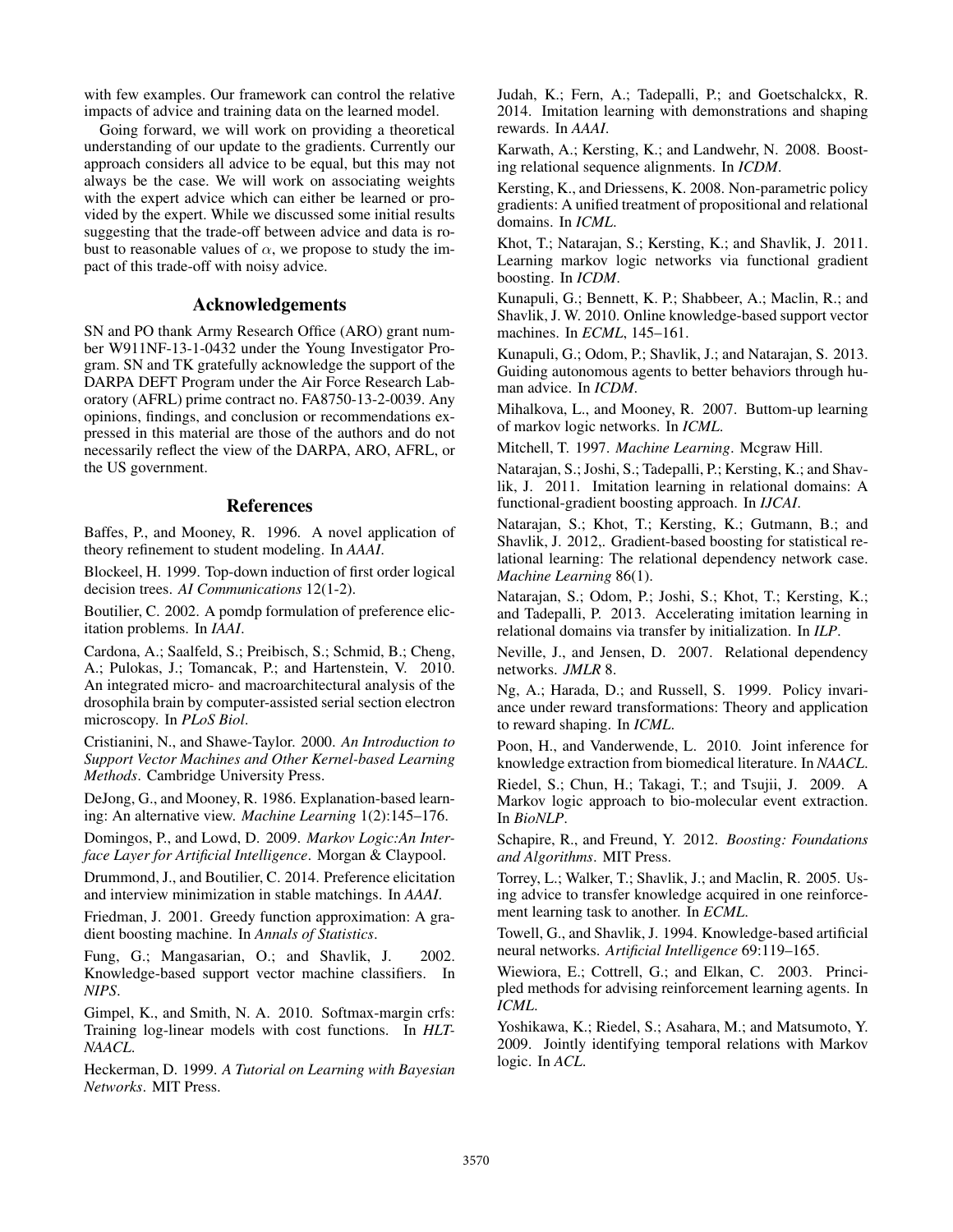with few examples. Our framework can control the relative impacts of advice and training data on the learned model.

Going forward, we will work on providing a theoretical understanding of our update to the gradients. Currently our approach considers all advice to be equal, but this may not always be the case. We will work on associating weights with the expert advice which can either be learned or provided by the expert. While we discussed some initial results suggesting that the trade-off between advice and data is robust to reasonable values of $\alpha$, we propose to study the impact of this trade-off with noisy advice.

## Acknowledgements

SN and PO thank Army Research Office (ARO) grant number W911NF-13-1-0432 under the Young Investigator Program. SN and TK gratefully acknowledge the support of the DARPA DEFT Program under the Air Force Research Laboratory (AFRL) prime contract no. FA8750-13-2-0039. Any opinions, findings, and conclusion or recommendations expressed in this material are those of the authors and do not necessarily reflect the view of the DARPA, ARO, AFRL, or the US government.

## References

Baffes, P., and Mooney, R. 1996. A novel application of theory refinement to student modeling. In *AAAI*.

Blockeel, H. 1999. Top-down induction of first order logical decision trees. *AI Communications* 12(1-2).

Boutilier, C. 2002. A pomdp formulation of preference elicitation problems. In *IAAI*.

Cardona, A.; Saalfeld, S.; Preibisch, S.; Schmid, B.; Cheng, A.; Pulokas, J.; Tomancak, P.; and Hartenstein, V. 2010. An integrated micro- and macroarchitectural analysis of the drosophila brain by computer-assisted serial section electron microscopy. In *PLoS Biol*.

Cristianini, N., and Shawe-Taylor. 2000. *An Introduction to Support Vector Machines and Other Kernel-based Learning Methods*. Cambridge University Press.

DeJong, G., and Mooney, R. 1986. Explanation-based learning: An alternative view. *Machine Learning* 1(2):145–176.

Domingos, P., and Lowd, D. 2009. *Markov Logic:An Interface Layer for Artificial Intelligence*. Morgan & Claypool.

Drummond, J., and Boutilier, C. 2014. Preference elicitation and interview minimization in stable matchings. In *AAAI*.

Friedman, J. 2001. Greedy function approximation: A gradient boosting machine. In *Annals of Statistics*.

Fung, G.; Mangasarian, O.; and Shavlik, J. 2002. Knowledge-based support vector machine classifiers. In *NIPS*.

Gimpel, K., and Smith, N. A. 2010. Softmax-margin crfs: Training log-linear models with cost functions. In *HLT-NAACL*.

Heckerman, D. 1999. *A Tutorial on Learning with Bayesian Networks*. MIT Press.

Judah, K.; Fern, A.; Tadepalli, P.; and Goetschalckx, R. 2014. Imitation learning with demonstrations and shaping rewards. In *AAAI*.

Karwath, A.; Kersting, K.; and Landwehr, N. 2008. Boosting relational sequence alignments. In *ICDM*.

Kersting, K., and Driessens, K. 2008. Non-parametric policy gradients: A unified treatment of propositional and relational domains. In *ICML*.

Khot, T.; Natarajan, S.; Kersting, K.; and Shavlik, J. 2011. Learning markov logic networks via functional gradient boosting. In *ICDM*.

Kunapuli, G.; Bennett, K. P.; Shabbeer, A.; Maclin, R.; and Shavlik, J. W. 2010. Online knowledge-based support vector machines. In *ECML*, 145–161.

Kunapuli, G.; Odom, P.; Shavlik, J.; and Natarajan, S. 2013. Guiding autonomous agents to better behaviors through human advice. In *ICDM*.

Mihalkova, L., and Mooney, R. 2007. Buttom-up learning of markov logic networks. In *ICML*.

Mitchell, T. 1997. *Machine Learning*. Mcgraw Hill.

Natarajan, S.; Joshi, S.; Tadepalli, P.; Kersting, K.; and Shavlik, J. 2011. Imitation learning in relational domains: A functional-gradient boosting approach. In *IJCAI*.

Natarajan, S.; Khot, T.; Kersting, K.; Gutmann, B.; and Shavlik, J. 2012,. Gradient-based boosting for statistical relational learning: The relational dependency network case. *Machine Learning* 86(1).

Natarajan, S.; Odom, P.; Joshi, S.; Khot, T.; Kersting, K.; and Tadepalli, P. 2013. Accelerating imitation learning in relational domains via transfer by initialization. In *ILP*.

Neville, J., and Jensen, D. 2007. Relational dependency networks. *JMLR* 8.

Ng, A.; Harada, D.; and Russell, S. 1999. Policy invariance under reward transformations: Theory and application to reward shaping. In *ICML*.

Poon, H., and Vanderwende, L. 2010. Joint inference for knowledge extraction from biomedical literature. In *NAACL*.

Riedel, S.; Chun, H.; Takagi, T.; and Tsujii, J. 2009. A Markov logic approach to bio-molecular event extraction. In *BioNLP*.

Schapire, R., and Freund, Y. 2012. *Boosting: Foundations and Algorithms*. MIT Press.

Torrey, L.; Walker, T.; Shavlik, J.; and Maclin, R. 2005. Using advice to transfer knowledge acquired in one reinforcement learning task to another. In *ECML*.

Towell, G., and Shavlik, J. 1994. Knowledge-based artificial neural networks. *Artificial Intelligence* 69:119–165.

Wiewiora, E.; Cottrell, G.; and Elkan, C. 2003. Principled methods for advising reinforcement learning agents. In *ICML*.

Yoshikawa, K.; Riedel, S.; Asahara, M.; and Matsumoto, Y. 2009. Jointly identifying temporal relations with Markov logic. In *ACL*.